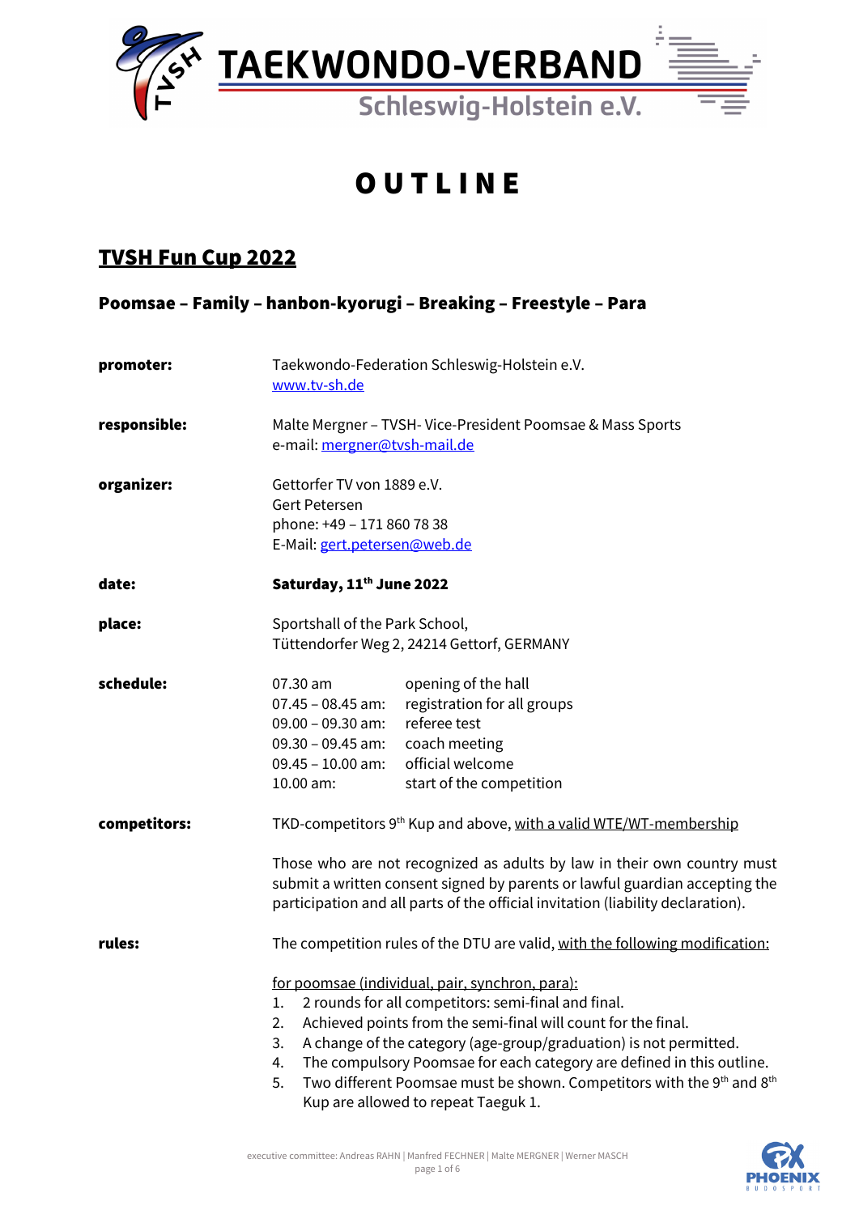**TAEKWONDO-VERBAND**
Schleswig-Holstein e.V.

# O U T L I N E

## TVSH Fun Cup 2022

### Poomsae – Family – hanbon-kyorugi – Breaking – Freestyle – Para

**promoter:** Taekwondo-Federation Schleswig-Holstein e.V.
www.tv-sh.de

**responsible:** Malte Mergner – TVSH- Vice-President Poomsae & Mass Sports
e-mail: mergner@tvsh-mail.de

**organizer:** Gettorfer TV von 1889 e.V.
Gert Petersen
phone: +49 – 171 860 78 38
E-Mail: gert.petersen@web.de

**date:** **Saturday, 11th June 2022**

**place:** Sportshall of the Park School,
Tüttendorfer Weg 2, 24214 Gettorf, GERMANY

**schedule:**

| | |
|---|---|
| 07.30 am | opening of the hall |
| 07.45 – 08.45 am: | registration for all groups |
| 09.00 – 09.30 am: | referee test |
| 09.30 – 09.45 am: | coach meeting |
| 09.45 – 10.00 am: | official welcome |
| 10.00 am: | start of the competition |

**competitors:** TKD-competitors 9th Kup and above, with a valid WTE/WT-membership

Those who are not recognized as adults by law in their own country must submit a written consent signed by parents or lawful guardian accepting the participation and all parts of the official invitation (liability declaration).

**rules:** The competition rules of the DTU are valid, with the following modification:

for poomsae (individual, pair, synchron, para):

1. 2 rounds for all competitors: semi-final and final.
2. Achieved points from the semi-final will count for the final.
3. A change of the category (age-group/graduation) is not permitted.
4. The compulsory Poomsae for each category are defined in this outline.
5. Two different Poomsae must be shown. Competitors with the 9th and 8th Kup are allowed to repeat Taeguk 1.

executive committee: Andreas RAHN | Manfred FECHNER | Malte MERGNER | Werner MASCH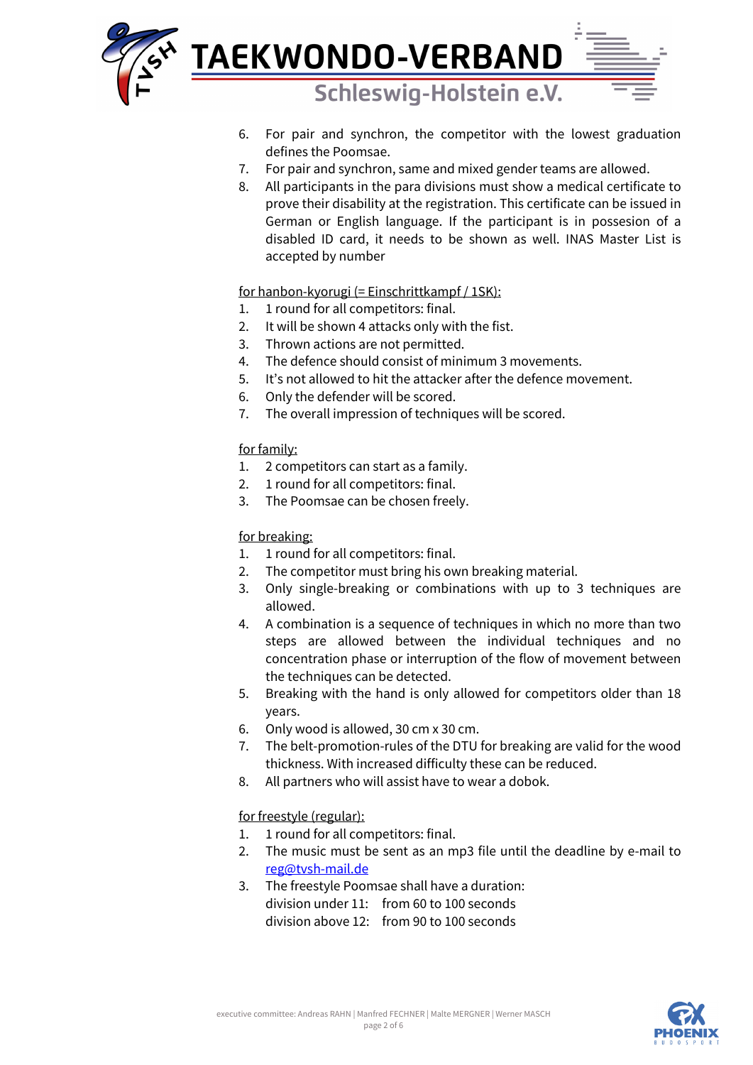6. For pair and synchron, the competitor with the lowest graduation defines the Poomsae.
7. For pair and synchron, same and mixed gender teams are allowed.
8. All participants in the para divisions must show a medical certificate to prove their disability at the registration. This certificate can be issued in German or English language. If the participant is in possesion of a disabled ID card, it needs to be shown as well. INAS Master List is accepted by number

for hanbon-kyorugi (= Einschrittkampf / 1SK):

1. 1 round for all competitors: final.
2. It will be shown 4 attacks only with the fist.
3. Thrown actions are not permitted.
4. The defence should consist of minimum 3 movements.
5. It's not allowed to hit the attacker after the defence movement.
6. Only the defender will be scored.
7. The overall impression of techniques will be scored.

for family:

1. 2 competitors can start as a family.
2. 1 round for all competitors: final.
3. The Poomsae can be chosen freely.

for breaking:

1. 1 round for all competitors: final.
2. The competitor must bring his own breaking material.
3. Only single-breaking or combinations with up to 3 techniques are allowed.
4. A combination is a sequence of techniques in which no more than two steps are allowed between the individual techniques and no concentration phase or interruption of the flow of movement between the techniques can be detected.
5. Breaking with the hand is only allowed for competitors older than 18 years.
6. Only wood is allowed, 30 cm x 30 cm.
7. The belt-promotion-rules of the DTU for breaking are valid for the wood thickness. With increased difficulty these can be reduced.
8. All partners who will assist have to wear a dobok.

for freestyle (regular):

1. 1 round for all competitors: final.
2. The music must be sent as an mp3 file until the deadline by e-mail to reg@tvsh-mail.de
3. The freestyle Poomsae shall have a duration:
   division under 11: from 60 to 100 seconds
   division above 12: from 90 to 100 seconds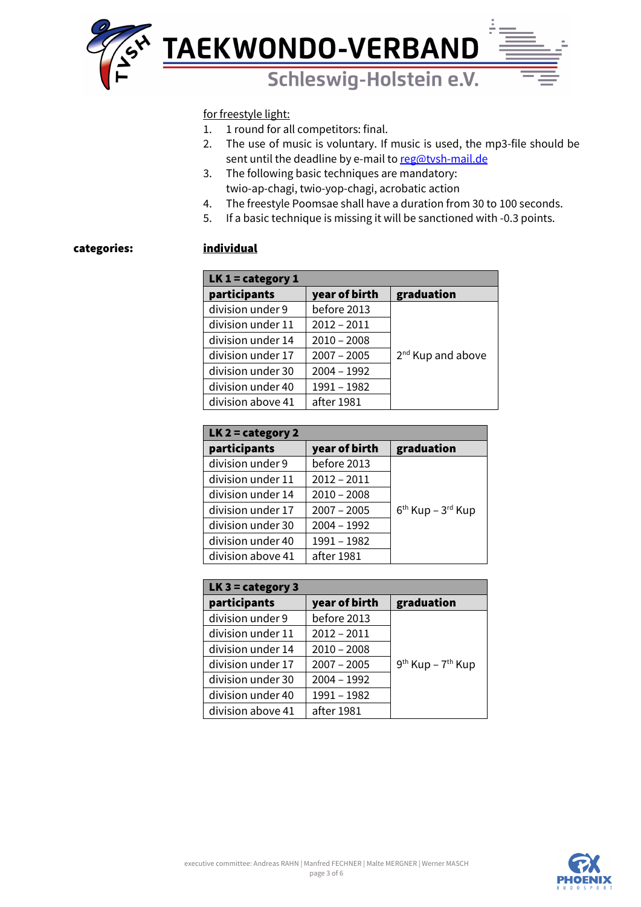for freestyle light:

1. 1 round for all competitors: final.
2. The use of music is voluntary. If music is used, the mp3-file should be sent until the deadline by e-mail to reg@tvsh-mail.de
3. The following basic techniques are mandatory: twio-ap-chagi, twio-yop-chagi, acrobatic action
4. The freestyle Poomsae shall have a duration from 30 to 100 seconds.
5. If a basic technique is missing it will be sanctioned with -0.3 points.

**categories:** **individual**

| LK 1 = category 1 | | |
|---|---|---|
| **participants** | **year of birth** | **graduation** |
| division under 9 | before 2013 | 2nd Kup and above |
| division under 11 | 2012 – 2011 | |
| division under 14 | 2010 – 2008 | |
| division under 17 | 2007 – 2005 | |
| division under 30 | 2004 – 1992 | |
| division under 40 | 1991 – 1982 | |
| division above 41 | after 1981 | |

| LK 2 = category 2 | | |
|---|---|---|
| **participants** | **year of birth** | **graduation** |
| division under 9 | before 2013 | 6th Kup – 3rd Kup |
| division under 11 | 2012 – 2011 | |
| division under 14 | 2010 – 2008 | |
| division under 17 | 2007 – 2005 | |
| division under 30 | 2004 – 1992 | |
| division under 40 | 1991 – 1982 | |
| division above 41 | after 1981 | |

| LK 3 = category 3 | | |
|---|---|---|
| **participants** | **year of birth** | **graduation** |
| division under 9 | before 2013 | 9th Kup – 7th Kup |
| division under 11 | 2012 – 2011 | |
| division under 14 | 2010 – 2008 | |
| division under 17 | 2007 – 2005 | |
| division under 30 | 2004 – 1992 | |
| division under 40 | 1991 – 1982 | |
| division above 41 | after 1981 | |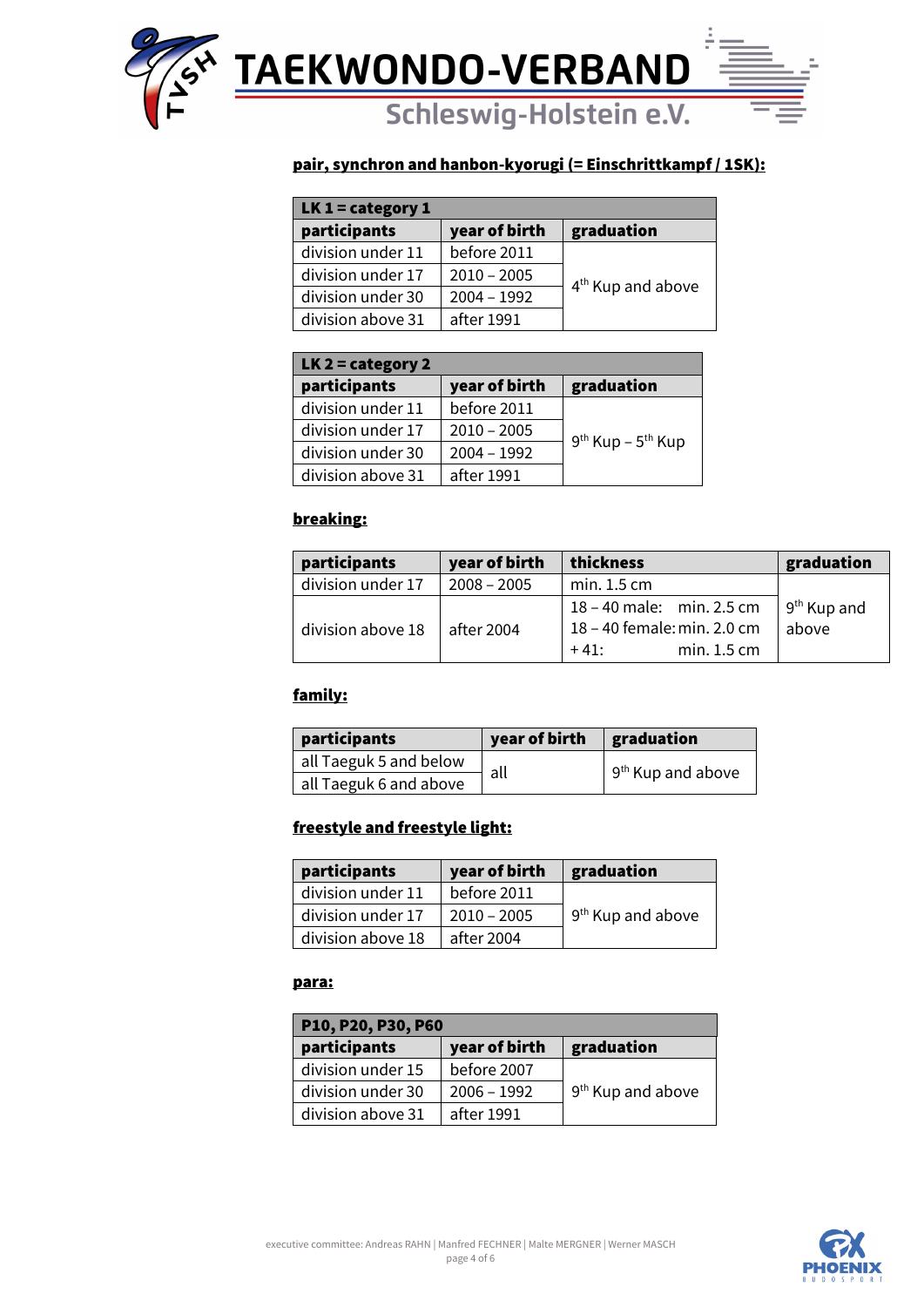**pair, synchron and hanbon-kyorugi (= Einschrittkampf / 1SK):**

| LK 1 = category 1 | | |
|---|---|---|
| **participants** | **year of birth** | **graduation** |
| division under 11 | before 2011 | 4th Kup and above |
| division under 17 | 2010 – 2005 | |
| division under 30 | 2004 – 1992 | |
| division above 31 | after 1991 | |

| LK 2 = category 2 | | |
|---|---|---|
| **participants** | **year of birth** | **graduation** |
| division under 11 | before 2011 | 9th Kup – 5th Kup |
| division under 17 | 2010 – 2005 | |
| division under 30 | 2004 – 1992 | |
| division above 31 | after 1991 | |

**breaking:**

| participants | year of birth | thickness | graduation |
|---|---|---|---|
| division under 17 | 2008 – 2005 | min. 1.5 cm | 9th Kup and above |
| division above 18 | after 2004 | 18 – 40 male: min. 2.5 cm<br>18 – 40 female: min. 2.0 cm<br>+ 41: min. 1.5 cm | |

**family:**

| participants | year of birth | graduation |
|---|---|---|
| all Taeguk 5 and below | all | 9th Kup and above |
| all Taeguk 6 and above | | |

**freestyle and freestyle light:**

| participants | year of birth | graduation |
|---|---|---|
| division under 11 | before 2011 | 9th Kup and above |
| division under 17 | 2010 – 2005 | |
| division above 18 | after 2004 | |

**para:**

| P10, P20, P30, P60 | | |
|---|---|---|
| **participants** | **year of birth** | **graduation** |
| division under 15 | before 2007 | 9th Kup and above |
| division under 30 | 2006 – 1992 | |
| division above 31 | after 1991 | |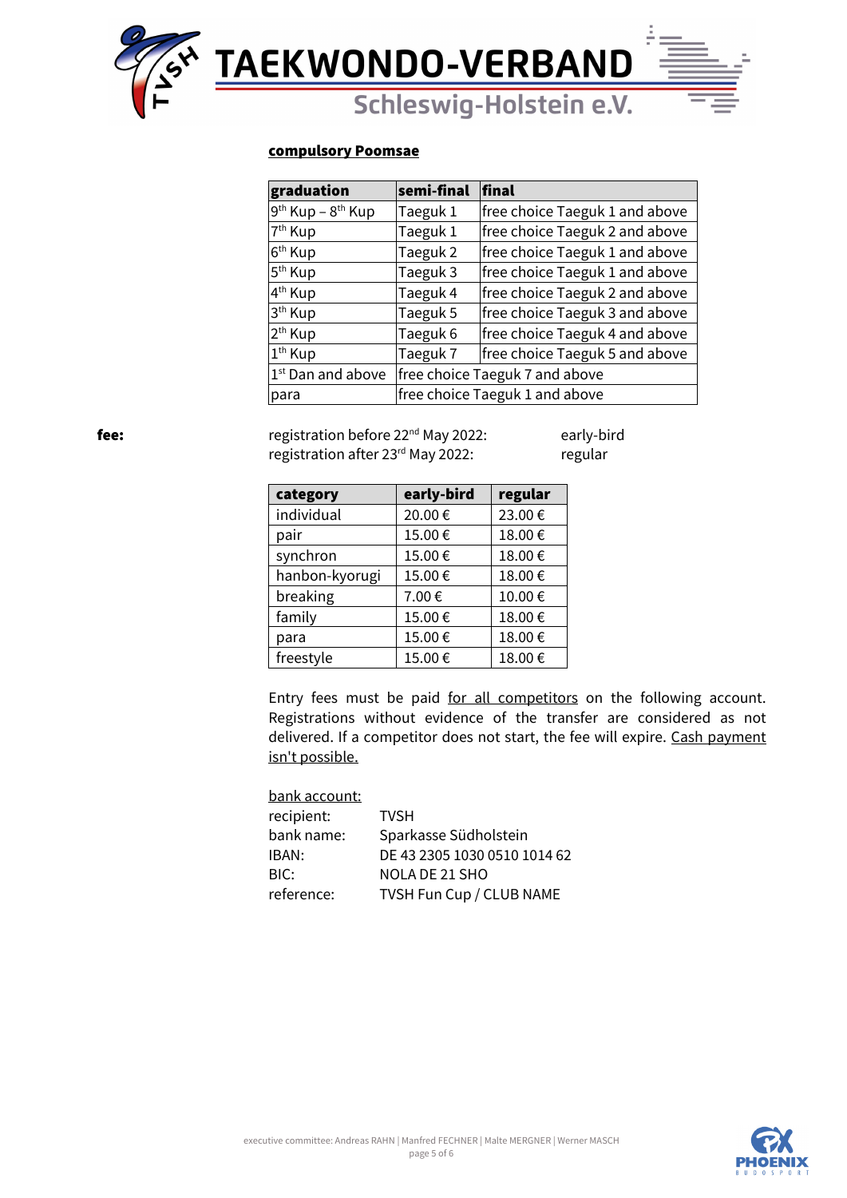**compulsory Poomsae**

| graduation | semi-final | final |
|---|---|---|
| 9th Kup – 8th Kup | Taeguk 1 | free choice Taeguk 1 and above |
| 7th Kup | Taeguk 1 | free choice Taeguk 2 and above |
| 6th Kup | Taeguk 2 | free choice Taeguk 1 and above |
| 5th Kup | Taeguk 3 | free choice Taeguk 1 and above |
| 4th Kup | Taeguk 4 | free choice Taeguk 2 and above |
| 3th Kup | Taeguk 5 | free choice Taeguk 3 and above |
| 2th Kup | Taeguk 6 | free choice Taeguk 4 and above |
| 1th Kup | Taeguk 7 | free choice Taeguk 5 and above |
| 1st Dan and above | free choice Taeguk 7 and above | |
| para | free choice Taeguk 1 and above | |

**fee:**

registration before 22nd May 2022: early-bird
registration after 23rd May 2022: regular

| category | early-bird | regular |
|---|---|---|
| individual | 20.00 € | 23.00 € |
| pair | 15.00 € | 18.00 € |
| synchron | 15.00 € | 18.00 € |
| hanbon-kyorugi | 15.00 € | 18.00 € |
| breaking | 7.00 € | 10.00 € |
| family | 15.00 € | 18.00 € |
| para | 15.00 € | 18.00 € |
| freestyle | 15.00 € | 18.00 € |

Entry fees must be paid for all competitors on the following account. Registrations without evidence of the transfer are considered as not delivered. If a competitor does not start, the fee will expire. Cash payment isn't possible.

bank account:

recipient: TVSH
bank name: Sparkasse Südholstein
IBAN: DE 43 2305 1030 0510 1014 62
BIC: NOLA DE 21 SHO
reference: TVSH Fun Cup / CLUB NAME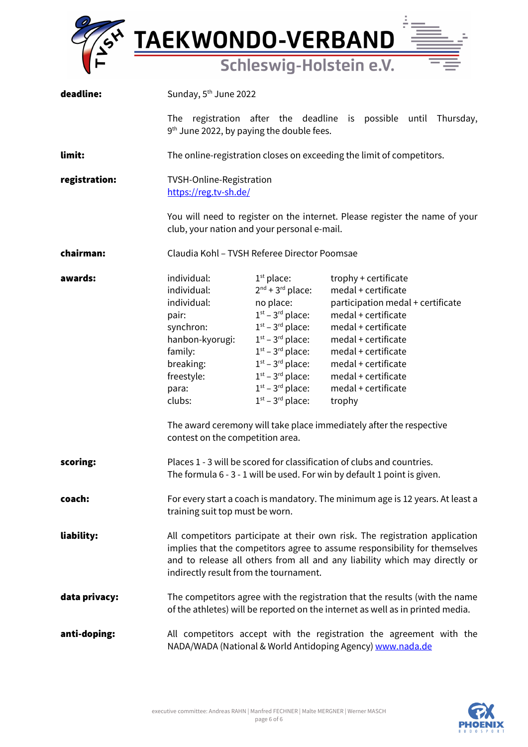**deadline:** Sunday, 5th June 2022

The registration after the deadline is possible until Thursday, 9th June 2022, by paying the double fees.

**limit:** The online-registration closes on exceeding the limit of competitors.

**registration:** TVSH-Online-Registration
https://reg.tv-sh.de/

You will need to register on the internet. Please register the name of your club, your nation and your personal e-mail.

**chairman:** Claudia Kohl – TVSH Referee Director Poomsae

**awards:**

| | | |
|---|---|---|
| individual: | 1st place: | trophy + certificate |
| individual: | 2nd + 3rd place: | medal + certificate |
| individual: | no place: | participation medal + certificate |
| pair: | 1st – 3rd place: | medal + certificate |
| synchron: | 1st – 3rd place: | medal + certificate |
| hanbon-kyorugi: | 1st – 3rd place: | medal + certificate |
| family: | 1st – 3rd place: | medal + certificate |
| breaking: | 1st – 3rd place: | medal + certificate |
| freestyle: | 1st – 3rd place: | medal + certificate |
| para: | 1st – 3rd place: | medal + certificate |
| clubs: | 1st – 3rd place: | trophy |

The award ceremony will take place immediately after the respective contest on the competition area.

**scoring:** Places 1 - 3 will be scored for classification of clubs and countries. The formula 6 - 3 - 1 will be used. For win by default 1 point is given.

**coach:** For every start a coach is mandatory. The minimum age is 12 years. At least a training suit top must be worn.

**liability:** All competitors participate at their own risk. The registration application implies that the competitors agree to assume responsibility for themselves and to release all others from all and any liability which may directly or indirectly result from the tournament.

**data privacy:** The competitors agree with the registration that the results (with the name of the athletes) will be reported on the internet as well as in printed media.

**anti-doping:** All competitors accept with the registration the agreement with the NADA/WADA (National & World Antidoping Agency) www.nada.de